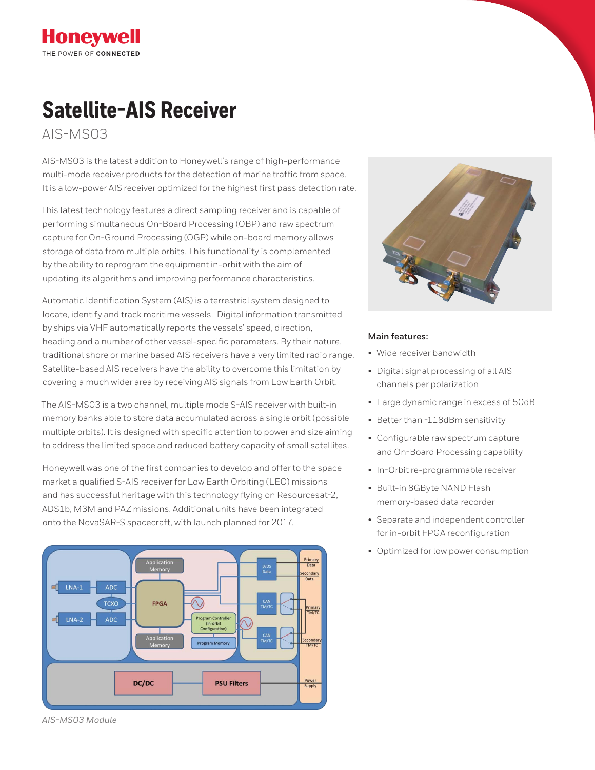Honeywell

THE POWER OF **CONNECTED**

# Satellite-AIS Receiver

## AIS-MS03

AIS-MS03 is the latest addition to Honeywell's range of high-performance multi-mode receiver products for the detection of marine traffic from space. It is a low-power AIS receiver optimized for the highest first pass detection rate.

This latest technology features a direct sampling receiver and is capable of performing simultaneous On-Board Processing (OBP) and raw spectrum capture for On-Ground Processing (OGP) while on-board memory allows storage of data from multiple orbits. This functionality is complemented by the ability to reprogram the equipment in-orbit with the aim of updating its algorithms and improving performance characteristics.

Automatic Identification System (AIS) is a terrestrial system designed to locate, identify and track maritime vessels. Digital information transmitted by ships via VHF automatically reports the vessels' speed, direction, heading and a number of other vessel-specific parameters. By their nature, traditional shore or marine based AIS receivers have a very limited radio range. Satellite-based AIS receivers have the ability to overcome this limitation by covering a much wider area by receiving AIS signals from Low Earth Orbit.

The AIS-MS03 is a two channel, multiple mode S-AIS receiver with built-in memory banks able to store data accumulated across a single orbit (possible multiple orbits). It is designed with specific attention to power and size aiming to address the limited space and reduced battery capacity of small satellites.

Honeywell was one of the first companies to develop and offer to the space market a qualified S-AIS receiver for Low Earth Orbiting (LEO) missions and has successful heritage with this technology flying on Resourcesat-2, ADS1b, M3M and PAZ missions. Additional units have been integrated onto the NovaSAR-S spacecraft, with launch planned for 2017.

*AIS-MS03 Module*

### Main features:

- Wide receiver bandwidth
- Digital signal processing of all AIS channels per polarization
- Large dynamic range in excess of 50dB
- Better than -118dBm sensitivity
- Configurable raw spectrum capture and On-Board Processing capability
- In-Orbit re-programmable receiver
- Built-in 8GByte NAND Flash memory-based data recorder
- Separate and independent controller for in-orbit FPGA reconfiguration
- Optimized for low power consumption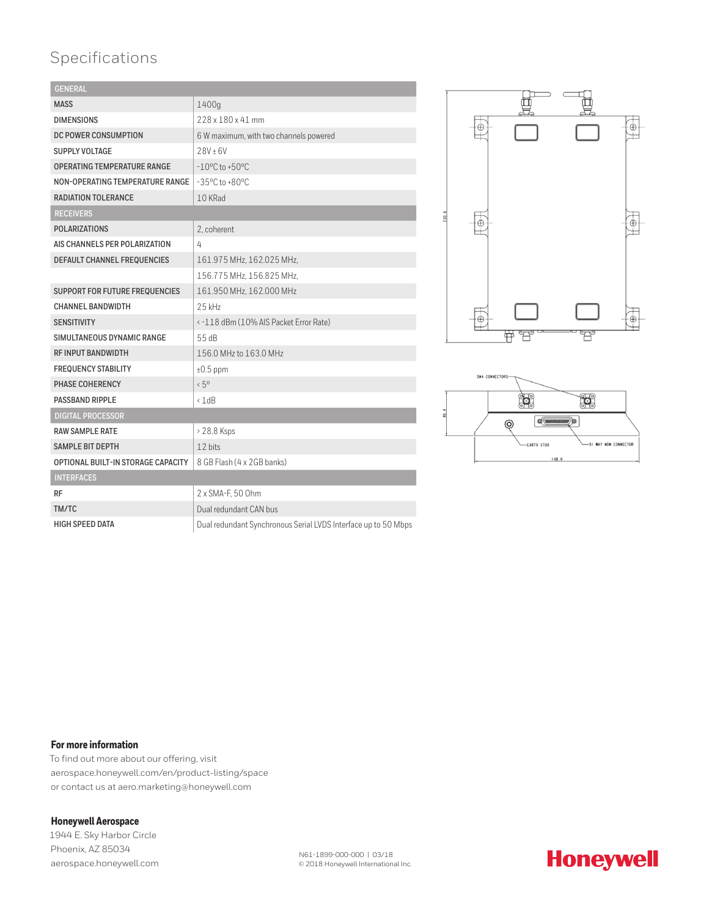# Specifications

| | |
|---|---|
| **GENERAL** | |
| MASS | 1400g |
| DIMENSIONS | 228 x 180 x 41 mm |
| DC POWER CONSUMPTION | 6 W maximum, with two channels powered |
| SUPPLY VOLTAGE | 28V ± 6V |
| OPERATING TEMPERATURE RANGE | -10ºC to +50ºC |
| NON-OPERATING TEMPERATURE RANGE | -35ºC to +80ºC |
| RADIATION TOLERANCE | 10 KRad |
| **RECEIVERS** | |
| POLARIZATIONS | 2, coherent |
| AIS CHANNELS PER POLARIZATION | 4 |
| DEFAULT CHANNEL FREQUENCIES | 161.975 MHz, 162.025 MHz, |
| | 156.775 MHz, 156.825 MHz, |
| SUPPORT FOR FUTURE FREQUENCIES | 161.950 MHz, 162.000 MHz |
| CHANNEL BANDWIDTH | 25 kHz |
| SENSITIVITY | < -118 dBm (10% AIS Packet Error Rate) |
| SIMULTANEOUS DYNAMIC RANGE | 55 dB |
| RF INPUT BANDWIDTH | 156.0 MHz to 163.0 MHz |
| FREQUENCY STABILITY | ±0.5 ppm |
| PHASE COHERENCY | < 5º |
| PASSBAND RIPPLE | < 1dB |
| **DIGITAL PROCESSOR** | |
| RAW SAMPLE RATE | > 28.8 Ksps |
| SAMPLE BIT DEPTH | 12 bits |
| OPTIONAL BUILT-IN STORAGE CAPACITY | 8 GB Flash (4 x 2GB banks) |
| **INTERFACES** | |
| RF | 2 x SMA-F, 50 Ohm |
| TM/TC | Dual redundant CAN bus |
| HIGH SPEED DATA | Dual redundant Synchronous Serial LVDS Interface up to 50 Mbps |

230.0

SMA CONNECTORS

40.4

EARTH STUD

51 WAY MDM CONNECTOR

148.0

**For more information**

To find out more about our offering, visit aerospace.honeywell.com/en/product-listing/space or contact us at aero.marketing@honeywell.com

**Honeywell Aerospace**

1944 E. Sky Harbor Circle
Phoenix, AZ 85034
aerospace.honeywell.com

N61-1899-000-000 | 03/18
© 2018 Honeywell International Inc.

Honeywell